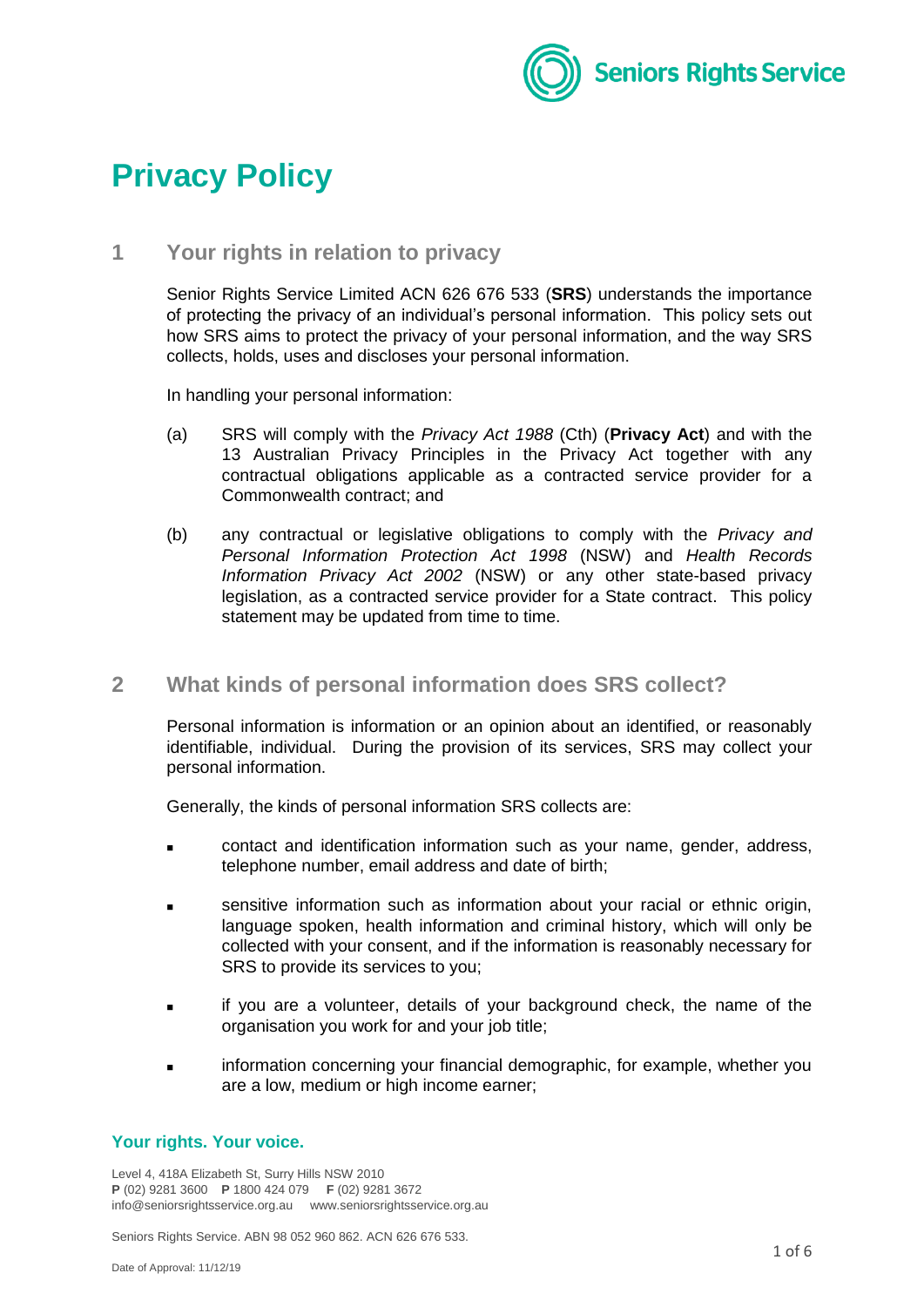# Privacy Policy

## 1 Your rights in relation to privacy

Senior Rights Service Limited ACN 626 676 533 (**SRS**) understands the importance of protecting the privacy of an individual's personal information. This policy sets out how SRS aims to protect the privacy of your personal information, and the way SRS collects, holds, uses and discloses your personal information.

In handling your personal information:

(a) SRS will comply with the *Privacy Act 1988* (Cth) (**Privacy Act**) and with the 13 Australian Privacy Principles in the Privacy Act together with any contractual obligations applicable as a contracted service provider for a Commonwealth contract; and

(b) any contractual or legislative obligations to comply with the *Privacy and Personal Information Protection Act 1998* (NSW) and *Health Records Information Privacy Act 2002* (NSW) or any other state-based privacy legislation, as a contracted service provider for a State contract. This policy statement may be updated from time to time.

## 2 What kinds of personal information does SRS collect?

Personal information is information or an opinion about an identified, or reasonably identifiable, individual. During the provision of its services, SRS may collect your personal information.

Generally, the kinds of personal information SRS collects are:

- contact and identification information such as your name, gender, address, telephone number, email address and date of birth;
- sensitive information such as information about your racial or ethnic origin, language spoken, health information and criminal history, which will only be collected with your consent, and if the information is reasonably necessary for SRS to provide its services to you;
- if you are a volunteer, details of your background check, the name of the organisation you work for and your job title;
- information concerning your financial demographic, for example, whether you are a low, medium or high income earner;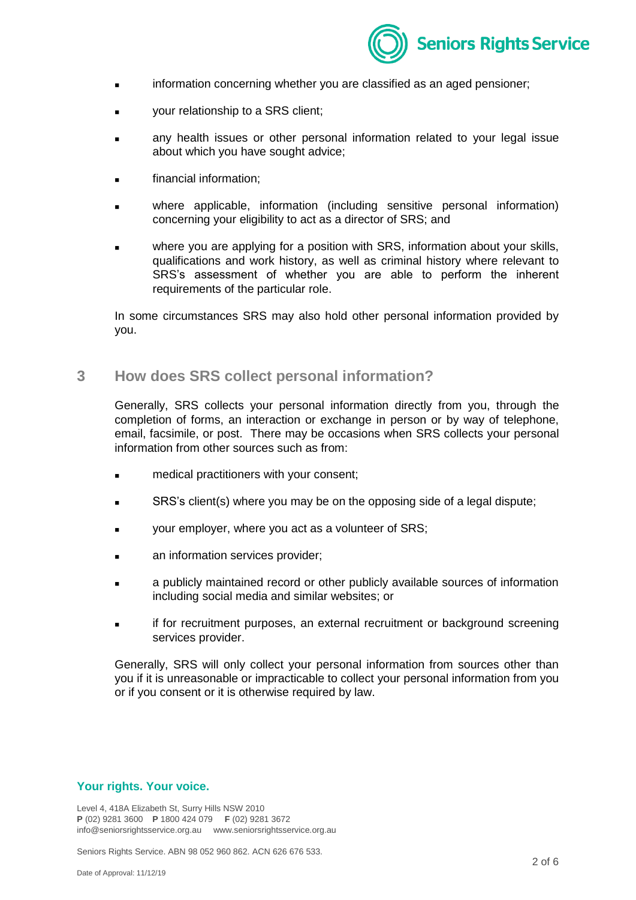- information concerning whether you are classified as an aged pensioner;
- your relationship to a SRS client;
- any health issues or other personal information related to your legal issue about which you have sought advice;
- financial information;
- where applicable, information (including sensitive personal information) concerning your eligibility to act as a director of SRS; and
- where you are applying for a position with SRS, information about your skills, qualifications and work history, as well as criminal history where relevant to SRS's assessment of whether you are able to perform the inherent requirements of the particular role.

In some circumstances SRS may also hold other personal information provided by you.

## 3 How does SRS collect personal information?

Generally, SRS collects your personal information directly from you, through the completion of forms, an interaction or exchange in person or by way of telephone, email, facsimile, or post. There may be occasions when SRS collects your personal information from other sources such as from:

- medical practitioners with your consent;
- SRS's client(s) where you may be on the opposing side of a legal dispute;
- your employer, where you act as a volunteer of SRS;
- an information services provider;
- a publicly maintained record or other publicly available sources of information including social media and similar websites; or
- if for recruitment purposes, an external recruitment or background screening services provider.

Generally, SRS will only collect your personal information from sources other than you if it is unreasonable or impracticable to collect your personal information from you or if you consent or it is otherwise required by law.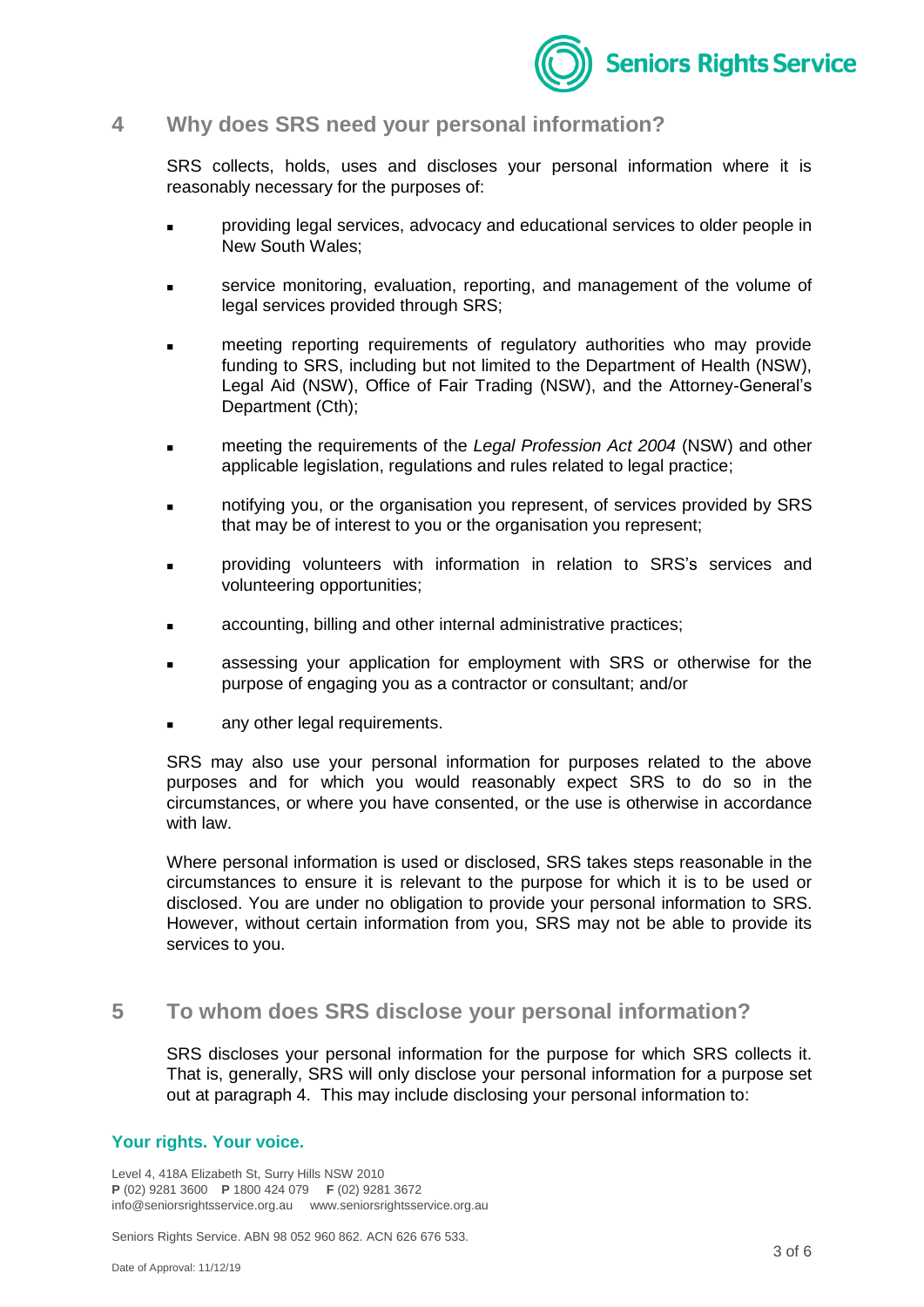## 4 Why does SRS need your personal information?

SRS collects, holds, uses and discloses your personal information where it is reasonably necessary for the purposes of:

- providing legal services, advocacy and educational services to older people in New South Wales;
- service monitoring, evaluation, reporting, and management of the volume of legal services provided through SRS;
- meeting reporting requirements of regulatory authorities who may provide funding to SRS, including but not limited to the Department of Health (NSW), Legal Aid (NSW), Office of Fair Trading (NSW), and the Attorney-General's Department (Cth);
- meeting the requirements of the *Legal Profession Act 2004* (NSW) and other applicable legislation, regulations and rules related to legal practice;
- notifying you, or the organisation you represent, of services provided by SRS that may be of interest to you or the organisation you represent;
- providing volunteers with information in relation to SRS's services and volunteering opportunities;
- accounting, billing and other internal administrative practices;
- assessing your application for employment with SRS or otherwise for the purpose of engaging you as a contractor or consultant; and/or
- any other legal requirements.

SRS may also use your personal information for purposes related to the above purposes and for which you would reasonably expect SRS to do so in the circumstances, or where you have consented, or the use is otherwise in accordance with law.

Where personal information is used or disclosed, SRS takes steps reasonable in the circumstances to ensure it is relevant to the purpose for which it is to be used or disclosed. You are under no obligation to provide your personal information to SRS. However, without certain information from you, SRS may not be able to provide its services to you.

## 5 To whom does SRS disclose your personal information?

SRS discloses your personal information for the purpose for which SRS collects it. That is, generally, SRS will only disclose your personal information for a purpose set out at paragraph 4. This may include disclosing your personal information to: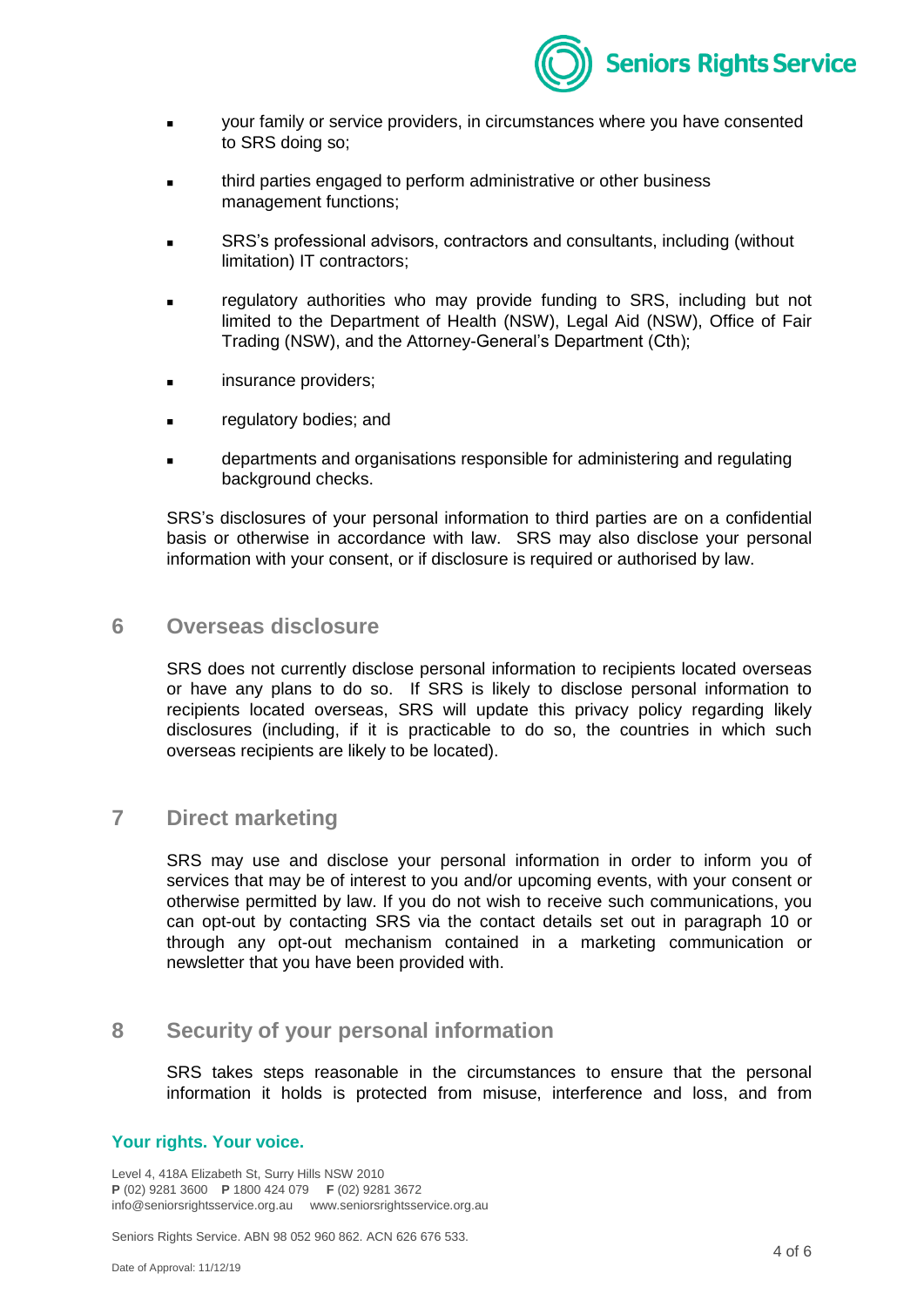- your family or service providers, in circumstances where you have consented to SRS doing so;
- third parties engaged to perform administrative or other business management functions;
- SRS's professional advisors, contractors and consultants, including (without limitation) IT contractors;
- regulatory authorities who may provide funding to SRS, including but not limited to the Department of Health (NSW), Legal Aid (NSW), Office of Fair Trading (NSW), and the Attorney-General's Department (Cth);
- insurance providers;
- regulatory bodies; and
- departments and organisations responsible for administering and regulating background checks.

SRS's disclosures of your personal information to third parties are on a confidential basis or otherwise in accordance with law. SRS may also disclose your personal information with your consent, or if disclosure is required or authorised by law.

## 6 Overseas disclosure

SRS does not currently disclose personal information to recipients located overseas or have any plans to do so. If SRS is likely to disclose personal information to recipients located overseas, SRS will update this privacy policy regarding likely disclosures (including, if it is practicable to do so, the countries in which such overseas recipients are likely to be located).

## 7 Direct marketing

SRS may use and disclose your personal information in order to inform you of services that may be of interest to you and/or upcoming events, with your consent or otherwise permitted by law. If you do not wish to receive such communications, you can opt-out by contacting SRS via the contact details set out in paragraph 10 or through any opt-out mechanism contained in a marketing communication or newsletter that you have been provided with.

## 8 Security of your personal information

SRS takes steps reasonable in the circumstances to ensure that the personal information it holds is protected from misuse, interference and loss, and from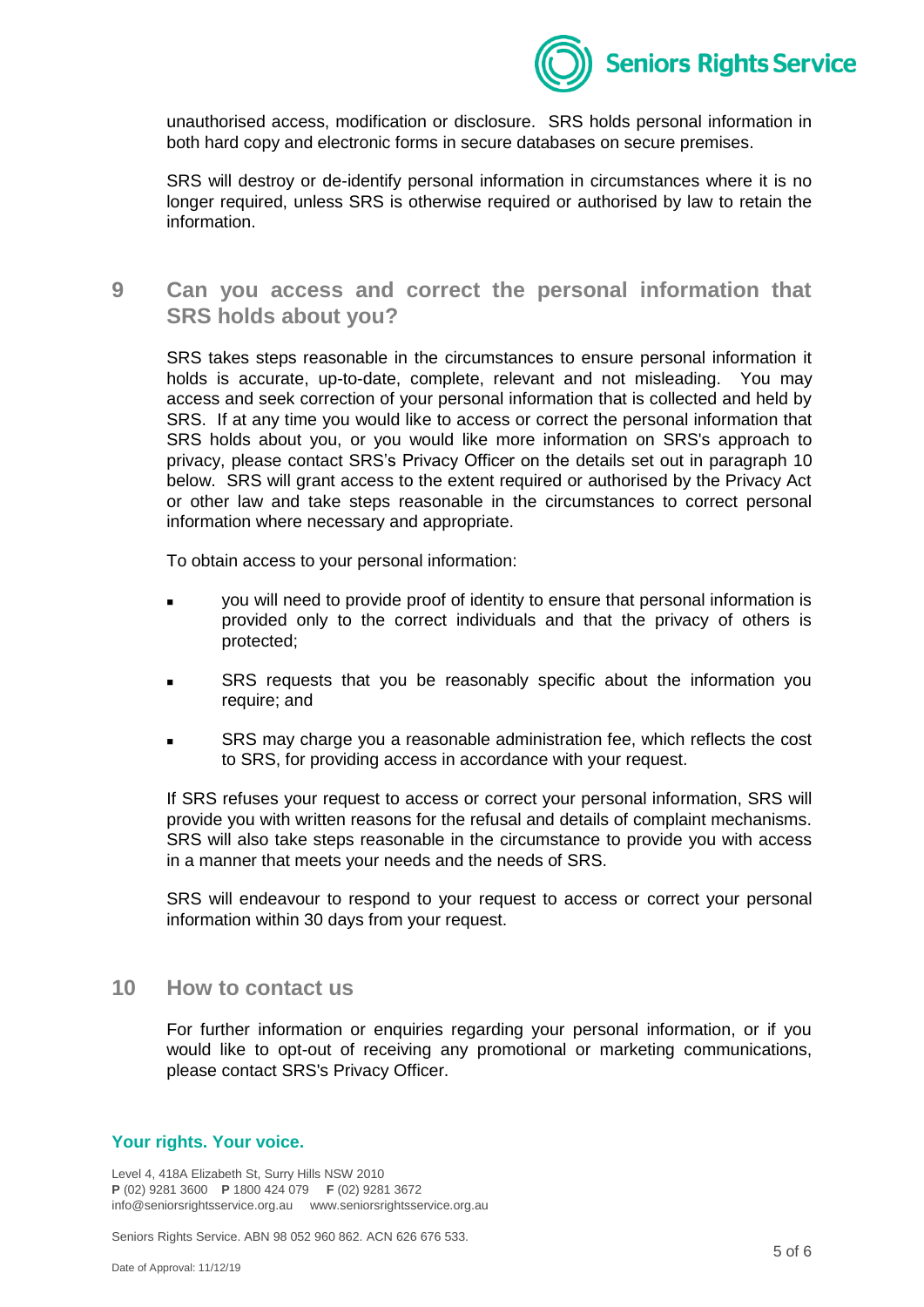unauthorised access, modification or disclosure. SRS holds personal information in both hard copy and electronic forms in secure databases on secure premises.

SRS will destroy or de-identify personal information in circumstances where it is no longer required, unless SRS is otherwise required or authorised by law to retain the information.

## 9 Can you access and correct the personal information that SRS holds about you?

SRS takes steps reasonable in the circumstances to ensure personal information it holds is accurate, up-to-date, complete, relevant and not misleading. You may access and seek correction of your personal information that is collected and held by SRS. If at any time you would like to access or correct the personal information that SRS holds about you, or you would like more information on SRS's approach to privacy, please contact SRS's Privacy Officer on the details set out in paragraph 10 below. SRS will grant access to the extent required or authorised by the Privacy Act or other law and take steps reasonable in the circumstances to correct personal information where necessary and appropriate.

To obtain access to your personal information:

- you will need to provide proof of identity to ensure that personal information is provided only to the correct individuals and that the privacy of others is protected;
- SRS requests that you be reasonably specific about the information you require; and
- SRS may charge you a reasonable administration fee, which reflects the cost to SRS, for providing access in accordance with your request.

If SRS refuses your request to access or correct your personal information, SRS will provide you with written reasons for the refusal and details of complaint mechanisms. SRS will also take steps reasonable in the circumstance to provide you with access in a manner that meets your needs and the needs of SRS.

SRS will endeavour to respond to your request to access or correct your personal information within 30 days from your request.

## 10 How to contact us

For further information or enquiries regarding your personal information, or if you would like to opt-out of receiving any promotional or marketing communications, please contact SRS's Privacy Officer.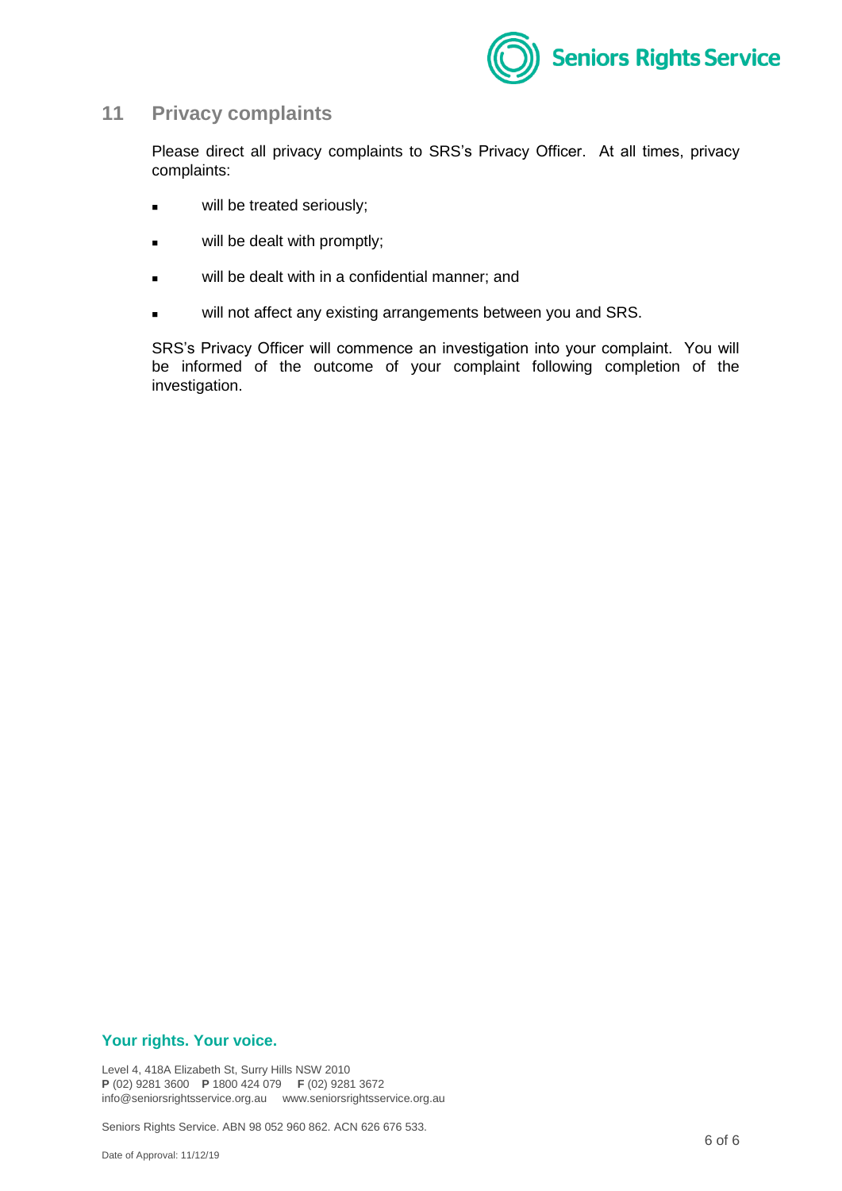## 11 Privacy complaints

Please direct all privacy complaints to SRS's Privacy Officer. At all times, privacy complaints:

- will be treated seriously;
- will be dealt with promptly;
- will be dealt with in a confidential manner; and
- will not affect any existing arrangements between you and SRS.

SRS's Privacy Officer will commence an investigation into your complaint. You will be informed of the outcome of your complaint following completion of the investigation.